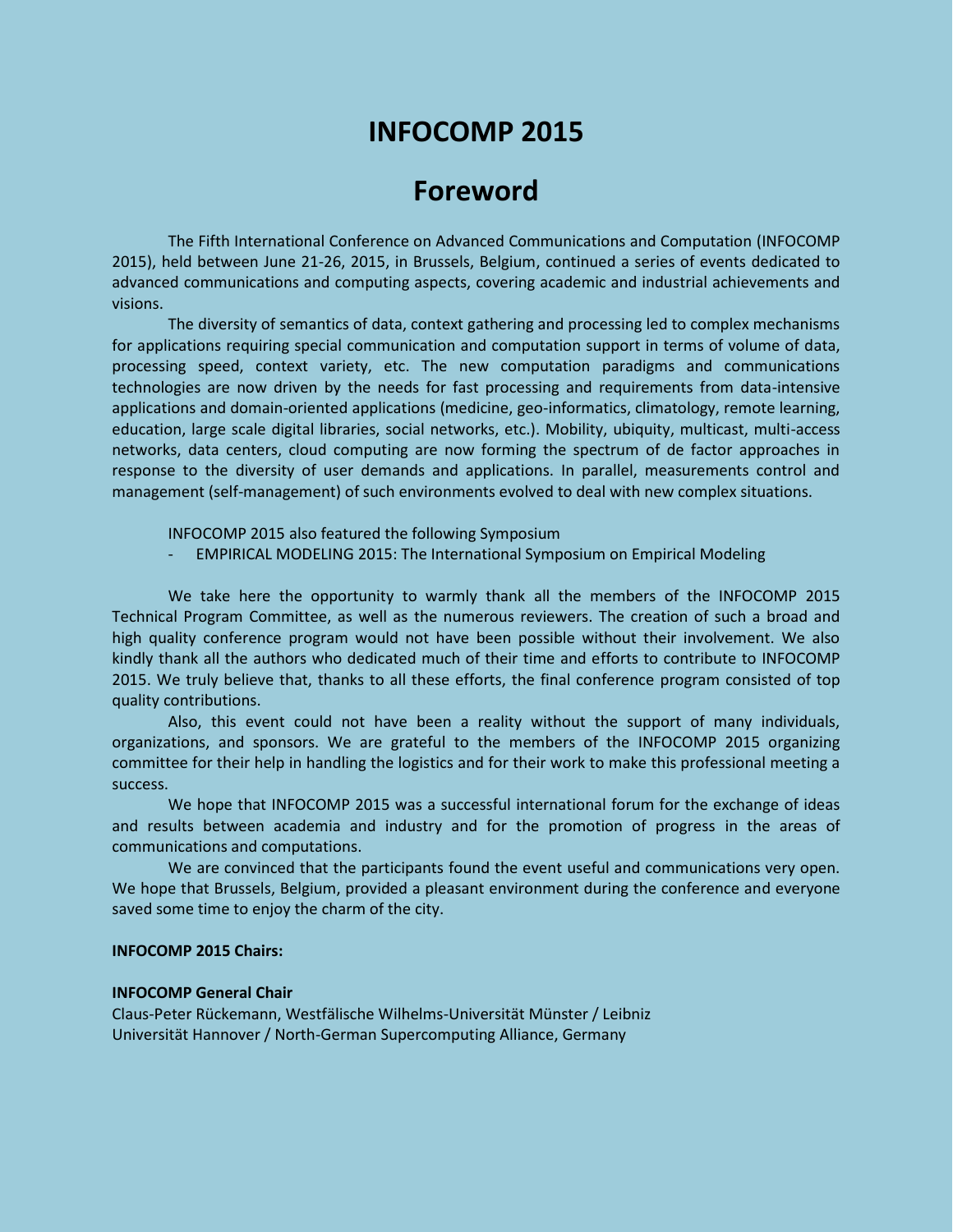# INFOCOMP 2015

## Foreword

The Fifth International Conference on Advanced Communications and Computation (INFOCOMP 2015), held between June 21-26, 2015, in Brussels, Belgium, continued a series of events dedicated to advanced communications and computing aspects, covering academic and industrial achievements and visions.

The diversity of semantics of data, context gathering and processing led to complex mechanisms for applications requiring special communication and computation support in terms of volume of data, processing speed, context variety, etc. The new computation paradigms and communications technologies are now driven by the needs for fast processing and requirements from data-intensive applications and domain-oriented applications (medicine, geo-informatics, climatology, remote learning, education, large scale digital libraries, social networks, etc.). Mobility, ubiquity, multicast, multi-access networks, data centers, cloud computing are now forming the spectrum of de factor approaches in response to the diversity of user demands and applications. In parallel, measurements control and management (self-management) of such environments evolved to deal with new complex situations.

INFOCOMP 2015 also featured the following Symposium

- EMPIRICAL MODELING 2015: The International Symposium on Empirical Modeling

We take here the opportunity to warmly thank all the members of the INFOCOMP 2015 Technical Program Committee, as well as the numerous reviewers. The creation of such a broad and high quality conference program would not have been possible without their involvement. We also kindly thank all the authors who dedicated much of their time and efforts to contribute to INFOCOMP 2015. We truly believe that, thanks to all these efforts, the final conference program consisted of top quality contributions.

Also, this event could not have been a reality without the support of many individuals, organizations, and sponsors. We are grateful to the members of the INFOCOMP 2015 organizing committee for their help in handling the logistics and for their work to make this professional meeting a success.

We hope that INFOCOMP 2015 was a successful international forum for the exchange of ideas and results between academia and industry and for the promotion of progress in the areas of communications and computations.

We are convinced that the participants found the event useful and communications very open. We hope that Brussels, Belgium, provided a pleasant environment during the conference and everyone saved some time to enjoy the charm of the city.

**INFOCOMP 2015 Chairs:**

**INFOCOMP General Chair**

Claus-Peter Rückemann, Westfälische Wilhelms-Universität Münster / Leibniz Universität Hannover / North-German Supercomputing Alliance, Germany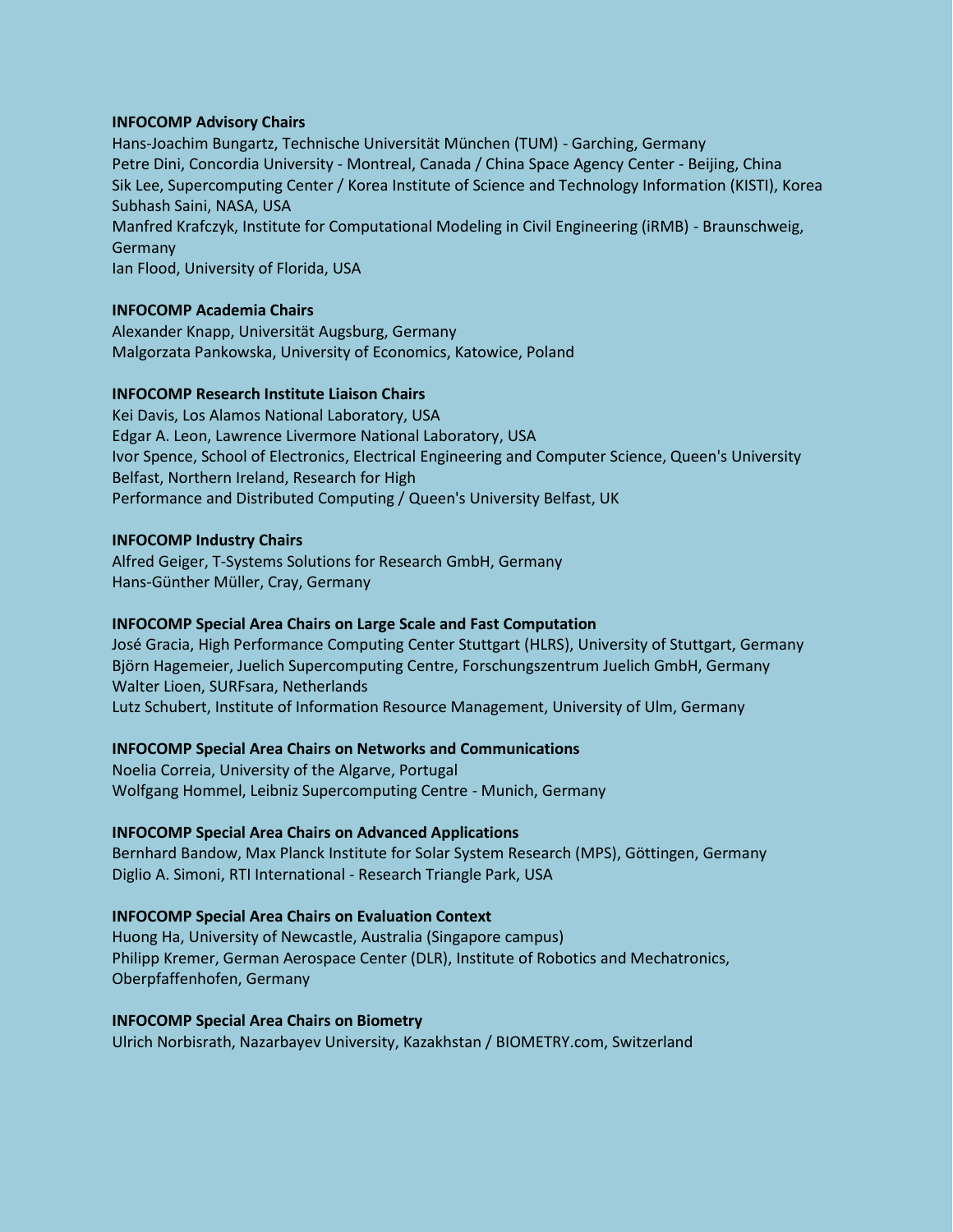**INFOCOMP Advisory Chairs**

Hans-Joachim Bungartz, Technische Universität München (TUM) - Garching, Germany
Petre Dini, Concordia University - Montreal, Canada / China Space Agency Center - Beijing, China
Sik Lee, Supercomputing Center / Korea Institute of Science and Technology Information (KISTI), Korea
Subhash Saini, NASA, USA
Manfred Krafczyk, Institute for Computational Modeling in Civil Engineering (iRMB) - Braunschweig, Germany
Ian Flood, University of Florida, USA

**INFOCOMP Academia Chairs**

Alexander Knapp, Universität Augsburg, Germany
Malgorzata Pankowska, University of Economics, Katowice, Poland

**INFOCOMP Research Institute Liaison Chairs**

Kei Davis, Los Alamos National Laboratory, USA
Edgar A. Leon, Lawrence Livermore National Laboratory, USA
Ivor Spence, School of Electronics, Electrical Engineering and Computer Science, Queen's University Belfast, Northern Ireland, Research for High
Performance and Distributed Computing / Queen's University Belfast, UK

**INFOCOMP Industry Chairs**

Alfred Geiger, T-Systems Solutions for Research GmbH, Germany
Hans-Günther Müller, Cray, Germany

**INFOCOMP Special Area Chairs on Large Scale and Fast Computation**

José Gracia, High Performance Computing Center Stuttgart (HLRS), University of Stuttgart, Germany
Björn Hagemeier, Juelich Supercomputing Centre, Forschungszentrum Juelich GmbH, Germany
Walter Lioen, SURFsara, Netherlands
Lutz Schubert, Institute of Information Resource Management, University of Ulm, Germany

**INFOCOMP Special Area Chairs on Networks and Communications**

Noelia Correia, University of the Algarve, Portugal
Wolfgang Hommel, Leibniz Supercomputing Centre - Munich, Germany

**INFOCOMP Special Area Chairs on Advanced Applications**

Bernhard Bandow, Max Planck Institute for Solar System Research (MPS), Göttingen, Germany
Diglio A. Simoni, RTI International - Research Triangle Park, USA

**INFOCOMP Special Area Chairs on Evaluation Context**

Huong Ha, University of Newcastle, Australia (Singapore campus)
Philipp Kremer, German Aerospace Center (DLR), Institute of Robotics and Mechatronics, Oberpfaffenhofen, Germany

**INFOCOMP Special Area Chairs on Biometry**

Ulrich Norbisrath, Nazarbayev University, Kazakhstan / BIOMETRY.com, Switzerland